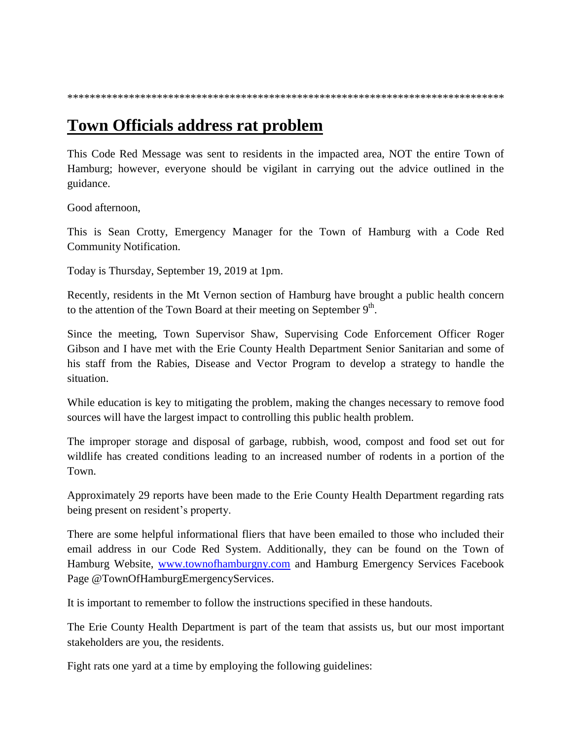******************************************************************************

# Town Officials address rat problem

This Code Red Message was sent to residents in the impacted area, NOT the entire Town of Hamburg; however, everyone should be vigilant in carrying out the advice outlined in the guidance.

Good afternoon,

This is Sean Crotty, Emergency Manager for the Town of Hamburg with a Code Red Community Notification.

Today is Thursday, September 19, 2019 at 1pm.

Recently, residents in the Mt Vernon section of Hamburg have brought a public health concern to the attention of the Town Board at their meeting on September 9th.

Since the meeting, Town Supervisor Shaw, Supervising Code Enforcement Officer Roger Gibson and I have met with the Erie County Health Department Senior Sanitarian and some of his staff from the Rabies, Disease and Vector Program to develop a strategy to handle the situation.

While education is key to mitigating the problem, making the changes necessary to remove food sources will have the largest impact to controlling this public health problem.

The improper storage and disposal of garbage, rubbish, wood, compost and food set out for wildlife has created conditions leading to an increased number of rodents in a portion of the Town.

Approximately 29 reports have been made to the Erie County Health Department regarding rats being present on resident's property.

There are some helpful informational fliers that have been emailed to those who included their email address in our Code Red System. Additionally, they can be found on the Town of Hamburg Website, [www.townofhamburgny.com](http://www.townofhamburgny.com) and Hamburg Emergency Services Facebook Page @TownOfHamburgEmergencyServices.

It is important to remember to follow the instructions specified in these handouts.

The Erie County Health Department is part of the team that assists us, but our most important stakeholders are you, the residents.

Fight rats one yard at a time by employing the following guidelines: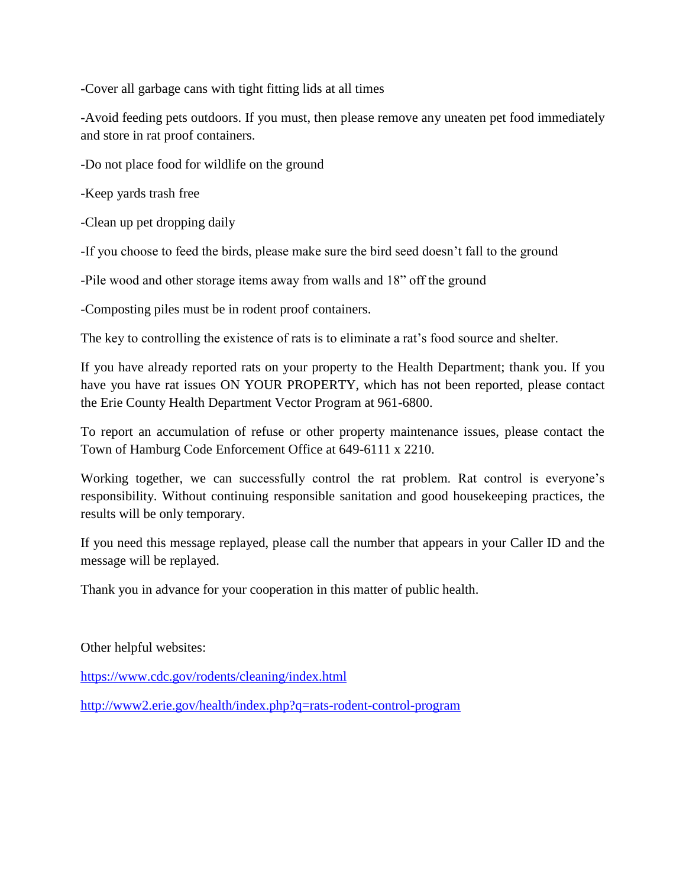-Cover all garbage cans with tight fitting lids at all times

-Avoid feeding pets outdoors. If you must, then please remove any uneaten pet food immediately and store in rat proof containers.

-Do not place food for wildlife on the ground

-Keep yards trash free

-Clean up pet dropping daily

-If you choose to feed the birds, please make sure the bird seed doesn't fall to the ground

-Pile wood and other storage items away from walls and 18" off the ground

-Composting piles must be in rodent proof containers.

The key to controlling the existence of rats is to eliminate a rat's food source and shelter.

If you have already reported rats on your property to the Health Department; thank you. If you have you have rat issues ON YOUR PROPERTY, which has not been reported, please contact the Erie County Health Department Vector Program at 961-6800.

To report an accumulation of refuse or other property maintenance issues, please contact the Town of Hamburg Code Enforcement Office at 649-6111 x 2210.

Working together, we can successfully control the rat problem. Rat control is everyone's responsibility. Without continuing responsible sanitation and good housekeeping practices, the results will be only temporary.

If you need this message replayed, please call the number that appears in your Caller ID and the message will be replayed.

Thank you in advance for your cooperation in this matter of public health.

Other helpful websites:

https://www.cdc.gov/rodents/cleaning/index.html

http://www2.erie.gov/health/index.php?q=rats-rodent-control-program